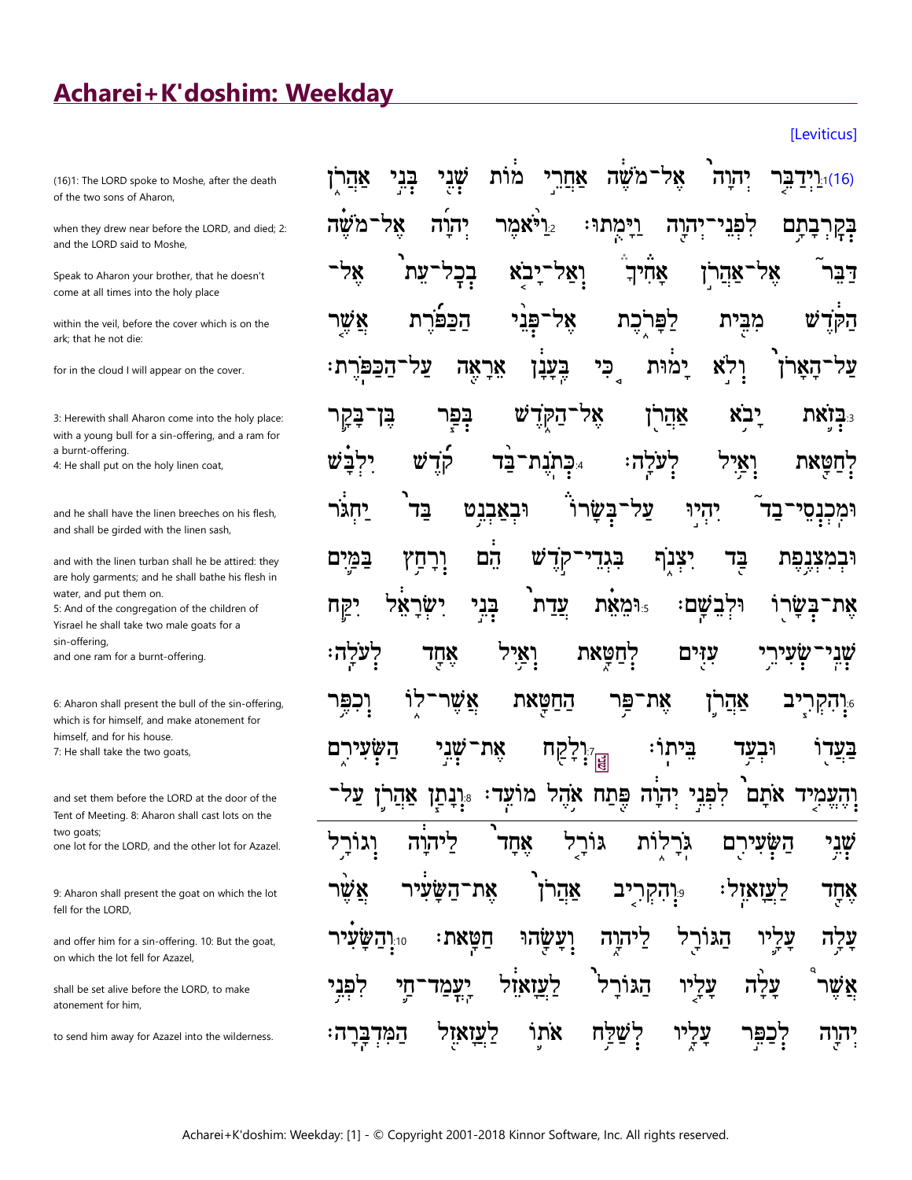# Acharei+K'doshim: Weekday

[Leviticus]

(16)1: The LORD spoke to Moshe, after the death of the two sons of Aharon,

when they drew near before the LORD, and died; 2: and the LORD said to Moshe,

Speak to Aharon your brother, that he doesn't come at all times into the holy place

within the veil, before the cover which is on the ark; that he not die:

for in the cloud I will appear on the cover.

3: Herewith shall Aharon come into the holy place: with a young bull for a sin-offering, and a ram for a burnt-offering.
4: He shall put on the holy linen coat,

and he shall have the linen breeches on his flesh, and shall be girded with the linen sash,

and with the linen turban shall he be attired: they are holy garments; and he shall bathe his flesh in water, and put them on.
5: And of the congregation of the children of Yisrael he shall take two male goats for a sin-offering,
and one ram for a burnt-offering.

6: Aharon shall present the bull of the sin-offering, which is for himself, and make atonement for himself, and for his house.
7: He shall take the two goats,

and set them before the LORD at the door of the Tent of Meeting. 8: Aharon shall cast lots on the two goats;
one lot for the LORD, and the other lot for Azazel.

9: Aharon shall present the goat on which the lot fell for the LORD,

and offer him for a sin-offering. 10: But the goat, on which the lot fell for Azazel,

shall be set alive before the LORD, to make atonement for him,

to send him away for Azazel into the wilderness.

(16)1 וַיְדַבֵּ֤ר יְהוָה֙ אֶל־מֹשֶׁ֔ה אַחֲרֵ֣י מ֔וֹת שְׁנֵ֖י בְּנֵ֣י אַהֲרֹ֑ן בְּקָרְבָתָ֥ם לִפְנֵי־יְהוָ֖ה וַיָּמֻֽתוּ׃ 2 וַיֹּ֨אמֶר יְהוָ֜ה אֶל־מֹשֶׁ֗ה דַּבֵּר֮ אֶל־אַהֲרֹ֣ן אָחִיךָ֒ וְאַל־יָבֹ֤א בְכָל־עֵת֙ אֶל־הַקֹּ֔דֶשׁ מִבֵּ֖ית לַפָּרֹ֑כֶת אֶל־פְּנֵ֨י הַכַּפֹּ֜רֶת אֲשֶׁ֤ר עַל־הָאָרֹן֙ וְלֹ֣א יָמ֔וּת כִּ֚י בֶּֽעָנָ֔ן אֵרָאֶ֖ה עַל־הַכַּפֹּֽרֶת׃ 3 בְּזֹ֛את יָבֹ֥א אַהֲרֹ֖ן אֶל־הַקֹּ֑דֶשׁ בְּפַ֧ר בֶּן־בָּקָ֛ר לְחַטָּ֖את וְאַ֥יִל לְעֹלָֽה׃ 4 כְּתֹֽנֶת־בַּ֨ד קֹ֜דֶשׁ יִלְבָּ֗שׁ וּמִֽכְנְסֵי־בַד֮ יִהְי֣וּ עַל־בְּשָׂרוֹ֒ וּבְאַבְנֵ֥ט בַּד֙ יַחְגֹּ֔ר וּבְמִצְנֶ֥פֶת בַּ֖ד יִצְנֹ֑ף בִּגְדֵי־קֹ֣דֶשׁ הֵ֔ם וְרָחַ֥ץ בַּמַּ֛יִם אֶת־בְּשָׂר֖וֹ וּלְבֵשָֽׁם׃ 5 וּמֵאֵ֗ת עֲדַת֙ בְּנֵ֣י יִשְׂרָאֵ֔ל יִקַּ֛ח שְׁנֵֽי־שְׂעִירֵ֥י עִזִּ֖ים לְחַטָּ֑את וְאַ֥יִל אֶחָ֖ד לְעֹלָֽה׃ 6 וְהִקְרִ֧יב אַהֲרֹ֛ן אֶת־פַּ֥ר הַֽחַטָּ֖את אֲשֶׁר־ל֑וֹ וְכִפֶּ֥ר בַּֽעֲד֖וֹ וּבְעַ֥ד בֵּיתֽוֹ׃ 7 וְלָקַ֖ח אֶת־שְׁנֵ֣י הַשְּׂעִירִ֑ם וְהֶעֱמִ֤יד אֹתָם֙ לִפְנֵ֣י יְהוָ֔ה פֶּ֖תַח אֹ֥הֶל מוֹעֵֽד׃ 8 וְנָתַ֧ן אַהֲרֹ֛ן עַל־שְׁנֵ֥י הַשְּׂעִירִ֖ם גֹּֽרָל֑וֹת גּוֹרָ֤ל אֶחָד֙ לַֽיהוָ֔ה וְגוֹרָ֥ל אֶחָ֖ד לַעֲזָאזֵֽל׃ 9 וְהִקְרִ֤יב אַהֲרֹן֙ אֶת־הַשָּׂעִ֔יר אֲשֶׁ֨ר עָלָ֥ה עָלָ֛יו הַגּוֹרָ֖ל לַיהוָ֑ה וְעָשָׂ֖הוּ חַטָּֽאת׃ 10 וְהַשָּׂעִ֗יר אֲשֶׁר֩ עָלָ֨ה עָלָ֤יו הַגּוֹרָל֙ לַעֲזָאזֵ֔ל יָֽעֳמַד־חַ֛י לִפְנֵ֥י יְהוָ֖ה לְכַפֵּ֣ר עָלָ֑יו לְשַׁלַּ֥ח אֹת֛וֹ לַעֲזָאזֵ֖ל הַמִּדְבָּֽרָה׃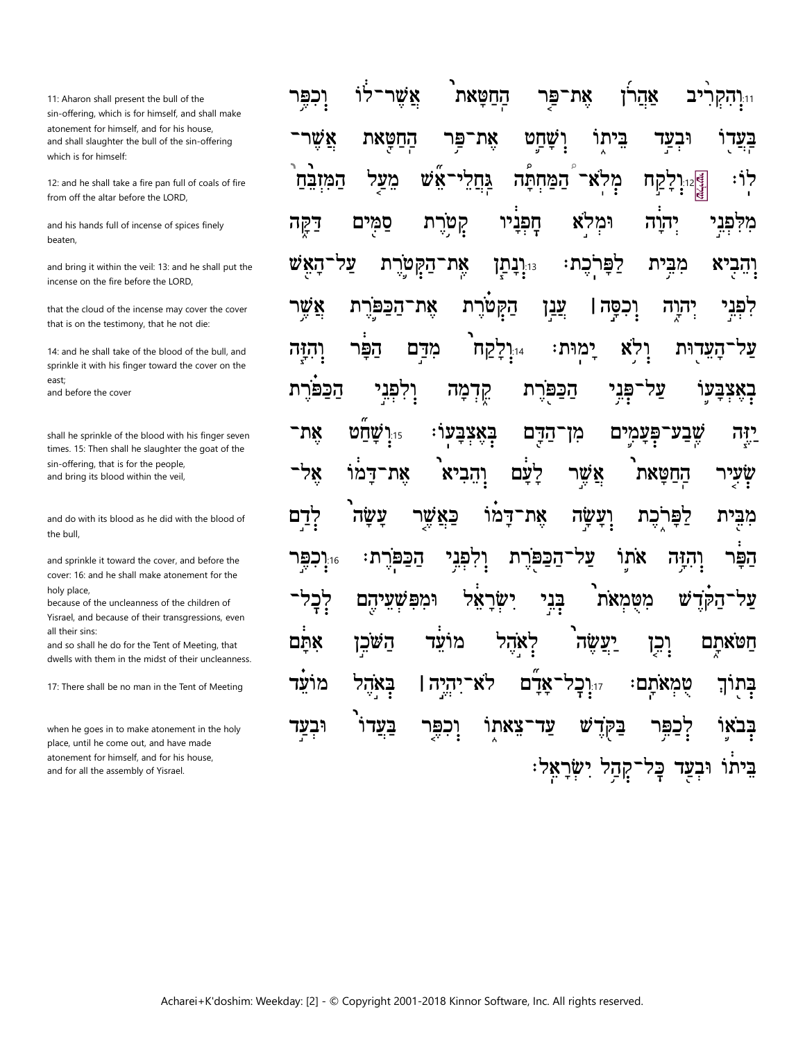11: Aharon shall present the bull of the sin-offering, which is for himself, and shall make atonement for himself, and for his house, and shall slaughter the bull of the sin-offering which is for himself:

12: and he shall take a fire pan full of coals of fire from off the altar before the LORD,

and his hands full of incense of spices finely beaten,

and bring it within the veil: 13: and he shall put the incense on the fire before the LORD,

that the cloud of the incense may cover the cover that is on the testimony, that he not die:

14: and he shall take of the blood of the bull, and sprinkle it with his finger toward the cover on the east;
and before the cover

shall he sprinkle of the blood with his finger seven times. 15: Then shall he slaughter the goat of the sin-offering, that is for the people,
and bring its blood within the veil,

and do with its blood as he did with the blood of the bull,

and sprinkle it toward the cover, and before the cover: 16: and he shall make atonement for the holy place,
because of the uncleanness of the children of Yisrael, and because of their transgressions, even all their sins:
and so shall he do for the Tent of Meeting, that dwells with them in the midst of their uncleanness.

17: There shall be no man in the Tent of Meeting

when he goes in to make atonement in the holy place, until he come out, and have made atonement for himself, and for his house,
and for all the assembly of Yisrael.

11:וְהִקְרִ֨יב אַהֲרֹ֜ן אֶת־פַּ֤ר הַֽחַטָּאת֙ אֲשֶׁר־ל֔וֹ וְכִפֶּ֥ר
בַּעֲד֖וֹ וּבְעַ֣ד בֵּית֑וֹ וְשָׁחַ֛ט אֶת־פַּ֥ר הַֽחַטָּ֖את אֲשֶׁר־
לֽוֹ׃ 12:וְלָקַ֣ח מְלֹֽא־הַ֠מַּחְתָּה גַּֽחֲלֵי־אֵ֞שׁ מֵעַ֤ל הַמִּזְבֵּ֙חַ֙
מִלִּפְנֵ֣י יְהוָ֔ה וּמְלֹ֣א חָפְנָ֔יו קְטֹ֥רֶת סַמִּ֖ים דַּקָּ֑ה
וְהֵבִ֖יא מִבֵּ֥ית לַפָּרֹֽכֶת׃ 13:וְנָתַ֥ן אֶֽת־הַקְּטֹ֛רֶת עַל־הָאֵ֖שׁ
לִפְנֵ֣י יְהוָ֑ה וְכִסָּ֣ה ׀ עֲנַ֣ן הַקְּטֹ֗רֶת אֶת־הַכַּפֹּ֛רֶת אֲשֶׁ֥ר
עַל־הָעֵד֖וּת וְלֹ֥א יָמֽוּת׃ 14:וְלָקַח֙ מִדַּ֣ם הַפָּ֔ר וְהִזָּ֧ה
בְאֶצְבָּע֛וֹ עַל־פְּנֵ֥י הַכַּפֹּ֖רֶת קֵ֑דְמָה וְלִפְנֵ֣י הַכַּפֹּ֗רֶת
יַזֶּ֧ה שֶֽׁבַע־פְּעָמִ֛ים מִן־הַדָּ֖ם בְּאֶצְבָּעֽוֹ׃ 15:וְשָׁחַ֞ט אֶת־
שְׂעִ֤יר הַֽחַטָּאת֙ אֲשֶׁ֣ר לָעָ֔ם וְהֵבִיא֙ אֶת־דָּמ֔וֹ אֶל־
מִבֵּ֖ית לַפָּרֹ֑כֶת וְעָשָׂ֣ה אֶת־דָּמ֗וֹ כַּאֲשֶׁ֤ר עָשָׂה֙ לְדַ֣ם
הַפָּ֔ר וְהִזָּ֥ה אֹת֛וֹ עַל־הַכַּפֹּ֖רֶת וְלִפְנֵ֥י הַכַּפֹּֽרֶת׃ 16:וְכִפֶּ֣ר
עַל־הַקֹּ֗דֶשׁ מִטֻּמְאֹת֙ בְּנֵ֣י יִשְׂרָאֵ֔ל וּמִפִּשְׁעֵיהֶ֖ם לְכָל־
חַטֹּאתָ֑ם וְכֵ֤ן יַעֲשֶׂה֙ לְאֹ֣הֶל מוֹעֵ֔ד הַשֹּׁכֵ֣ן אִתָּ֔ם
בְּת֖וֹךְ טֻמְאֹתָֽם׃ 17:וְכָל־אָדָ֞ם לֹא־יִהְיֶ֣ה ׀ בְּאֹ֣הֶל מוֹעֵ֗ד
בְּבֹא֛וֹ לְכַפֵּ֥ר בַּקֹּ֖דֶשׁ עַד־צֵאת֑וֹ וְכִפֶּ֣ר בַּעֲדוֹ֙ וּבְעַ֣ד
בֵּית֔וֹ וּבְעַ֖ד כָּל־קְהַ֥ל יִשְׂרָאֵֽל׃